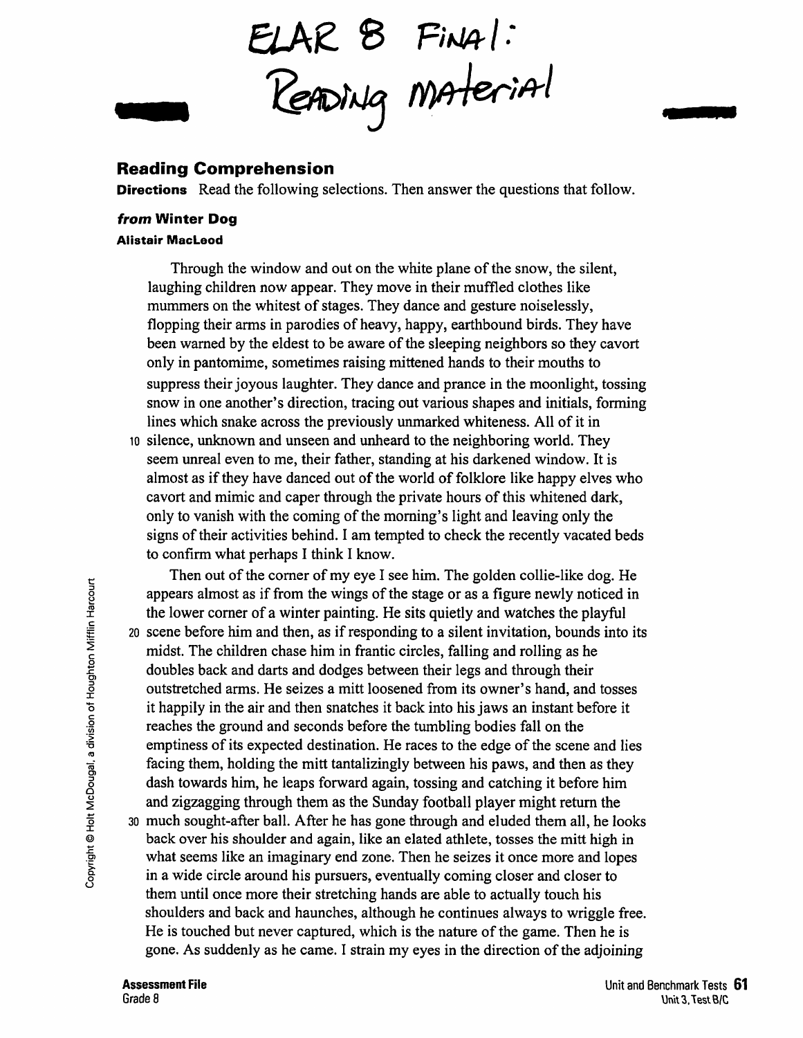ELAR 8 Final:
Reading material

## Reading Comprehension

**Directions** Read the following selections. Then answer the questions that follow.

### *from* Winter Dog

**Alistair MacLeod**

Through the window and out on the white plane of the snow, the silent, laughing children now appear. They move in their muffled clothes like mummers on the whitest of stages. They dance and gesture noiselessly, flopping their arms in parodies of heavy, happy, earthbound birds. They have been warned by the eldest to be aware of the sleeping neighbors so they cavort only in pantomime, sometimes raising mittened hands to their mouths to suppress their joyous laughter. They dance and prance in the moonlight, tossing snow in one another's direction, tracing out various shapes and initials, forming lines which snake across the previously unmarked whiteness. All of it in silence, unknown and unseen and unheard to the neighboring world. They seem unreal even to me, their father, standing at his darkened window. It is almost as if they have danced out of the world of folklore like happy elves who cavort and mimic and caper through the private hours of this whitened dark, only to vanish with the coming of the morning's light and leaving only the signs of their activities behind. I am tempted to check the recently vacated beds to confirm what perhaps I think I know.

Then out of the corner of my eye I see him. The golden collie-like dog. He appears almost as if from the wings of the stage or as a figure newly noticed in the lower corner of a winter painting. He sits quietly and watches the playful scene before him and then, as if responding to a silent invitation, bounds into its midst. The children chase him in frantic circles, falling and rolling as he doubles back and darts and dodges between their legs and through their outstretched arms. He seizes a mitt loosened from its owner's hand, and tosses it happily in the air and then snatches it back into his jaws an instant before it reaches the ground and seconds before the tumbling bodies fall on the emptiness of its expected destination. He races to the edge of the scene and lies facing them, holding the mitt tantalizingly between his paws, and then as they dash towards him, he leaps forward again, tossing and catching it before him and zigzagging through them as the Sunday football player might return the much sought-after ball. After he has gone through and eluded them all, he looks back over his shoulder and again, like an elated athlete, tosses the mitt high in what seems like an imaginary end zone. Then he seizes it once more and lopes in a wide circle around his pursuers, eventually coming closer and closer to them until once more their stretching hands are able to actually touch his shoulders and back and haunches, although he continues always to wriggle free. He is touched but never captured, which is the nature of the game. Then he is gone. As suddenly as he came. I strain my eyes in the direction of the adjoining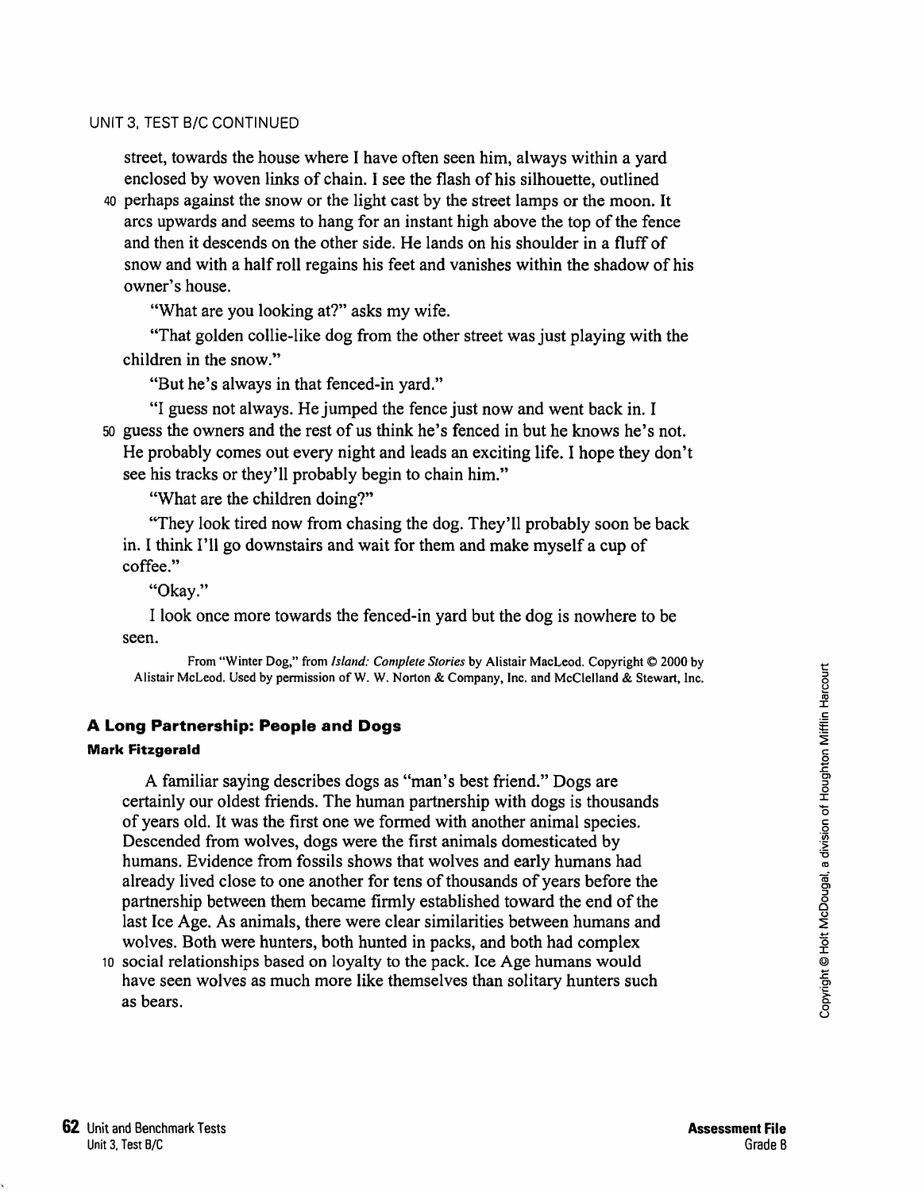street, towards the house where I have often seen him, always within a yard enclosed by woven links of chain. I see the flash of his silhouette, outlined perhaps against the snow or the light cast by the street lamps or the moon. It arcs upwards and seems to hang for an instant high above the top of the fence and then it descends on the other side. He lands on his shoulder in a fluff of snow and with a half roll regains his feet and vanishes within the shadow of his owner's house.

"What are you looking at?" asks my wife.

"That golden collie-like dog from the other street was just playing with the children in the snow."

"But he's always in that fenced-in yard."

"I guess not always. He jumped the fence just now and went back in. I guess the owners and the rest of us think he's fenced in but he knows he's not. He probably comes out every night and leads an exciting life. I hope they don't see his tracks or they'll probably begin to chain him."

"What are the children doing?"

"They look tired now from chasing the dog. They'll probably soon be back in. I think I'll go downstairs and wait for them and make myself a cup of coffee."

"Okay."

I look once more towards the fenced-in yard but the dog is nowhere to be seen.

From "Winter Dog," from *Island: Complete Stories* by Alistair MacLeod. Copyright © 2000 by Alistair McLeod. Used by permission of W. W. Norton & Company, Inc. and McClelland & Stewart, Inc.

### A Long Partnership: People and Dogs

**Mark Fitzgerald**

A familiar saying describes dogs as "man's best friend." Dogs are certainly our oldest friends. The human partnership with dogs is thousands of years old. It was the first one we formed with another animal species. Descended from wolves, dogs were the first animals domesticated by humans. Evidence from fossils shows that wolves and early humans had already lived close to one another for tens of thousands of years before the partnership between them became firmly established toward the end of the last Ice Age. As animals, there were clear similarities between humans and wolves. Both were hunters, both hunted in packs, and both had complex social relationships based on loyalty to the pack. Ice Age humans would have seen wolves as much more like themselves than solitary hunters such as bears.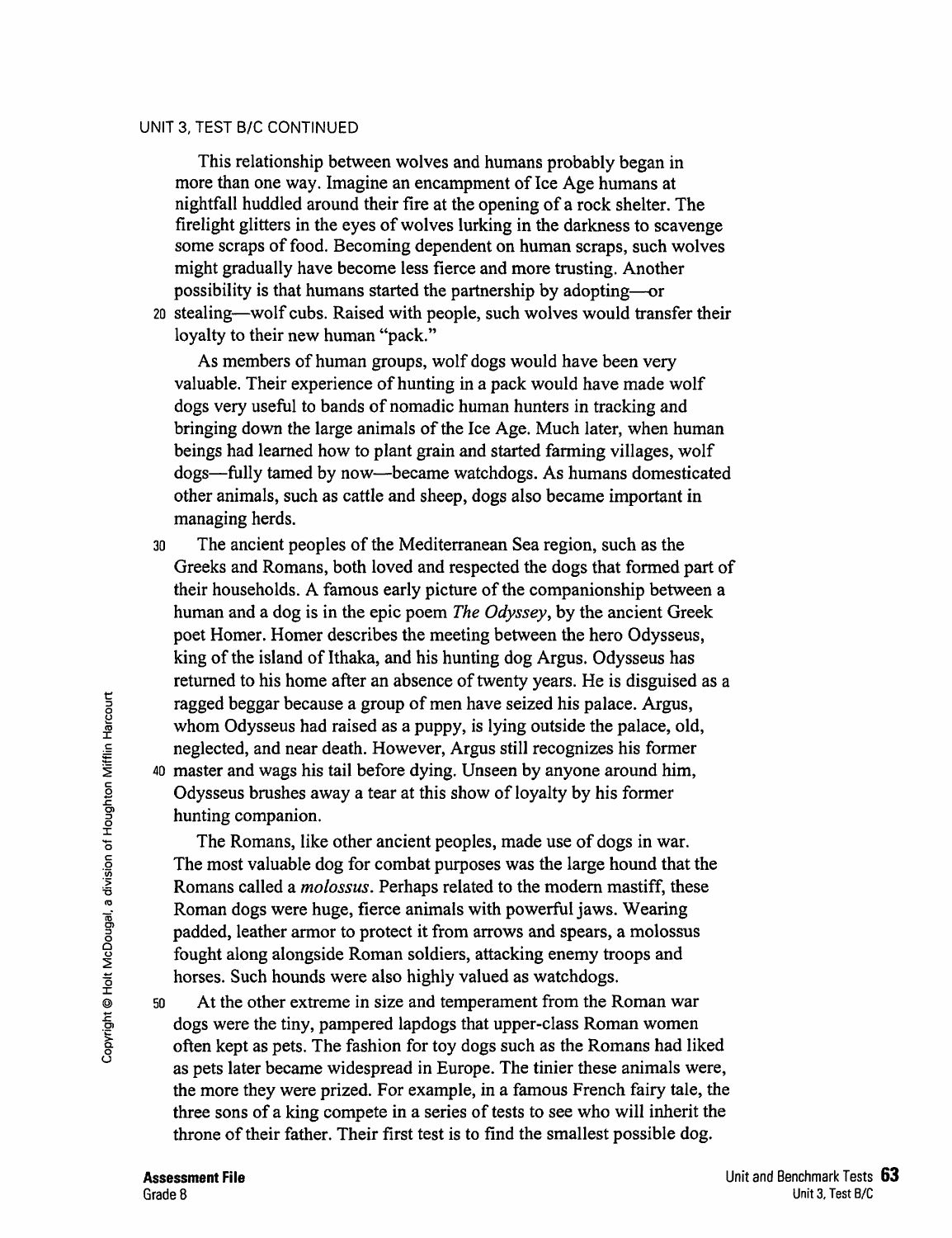UNIT 3, TEST B/C CONTINUED

This relationship between wolves and humans probably began in more than one way. Imagine an encampment of Ice Age humans at nightfall huddled around their fire at the opening of a rock shelter. The firelight glitters in the eyes of wolves lurking in the darkness to scavenge some scraps of food. Becoming dependent on human scraps, such wolves might gradually have become less fierce and more trusting. Another possibility is that humans started the partnership by adopting—or 20 stealing—wolf cubs. Raised with people, such wolves would transfer their loyalty to their new human "pack."

As members of human groups, wolf dogs would have been very valuable. Their experience of hunting in a pack would have made wolf dogs very useful to bands of nomadic human hunters in tracking and bringing down the large animals of the Ice Age. Much later, when human beings had learned how to plant grain and started farming villages, wolf dogs—fully tamed by now—became watchdogs. As humans domesticated other animals, such as cattle and sheep, dogs also became important in managing herds.

30 The ancient peoples of the Mediterranean Sea region, such as the Greeks and Romans, both loved and respected the dogs that formed part of their households. A famous early picture of the companionship between a human and a dog is in the epic poem *The Odyssey*, by the ancient Greek poet Homer. Homer describes the meeting between the hero Odysseus, king of the island of Ithaka, and his hunting dog Argus. Odysseus has returned to his home after an absence of twenty years. He is disguised as a ragged beggar because a group of men have seized his palace. Argus, whom Odysseus had raised as a puppy, is lying outside the palace, old, neglected, and near death. However, Argus still recognizes his former 40 master and wags his tail before dying. Unseen by anyone around him, Odysseus brushes away a tear at this show of loyalty by his former hunting companion.

The Romans, like other ancient peoples, made use of dogs in war. The most valuable dog for combat purposes was the large hound that the Romans called a *molossus*. Perhaps related to the modern mastiff, these Roman dogs were huge, fierce animals with powerful jaws. Wearing padded, leather armor to protect it from arrows and spears, a molossus fought along alongside Roman soldiers, attacking enemy troops and horses. Such hounds were also highly valued as watchdogs.

50 At the other extreme in size and temperament from the Roman war dogs were the tiny, pampered lapdogs that upper-class Roman women often kept as pets. The fashion for toy dogs such as the Romans had liked as pets later became widespread in Europe. The tinier these animals were, the more they were prized. For example, in a famous French fairy tale, the three sons of a king compete in a series of tests to see who will inherit the throne of their father. Their first test is to find the smallest possible dog.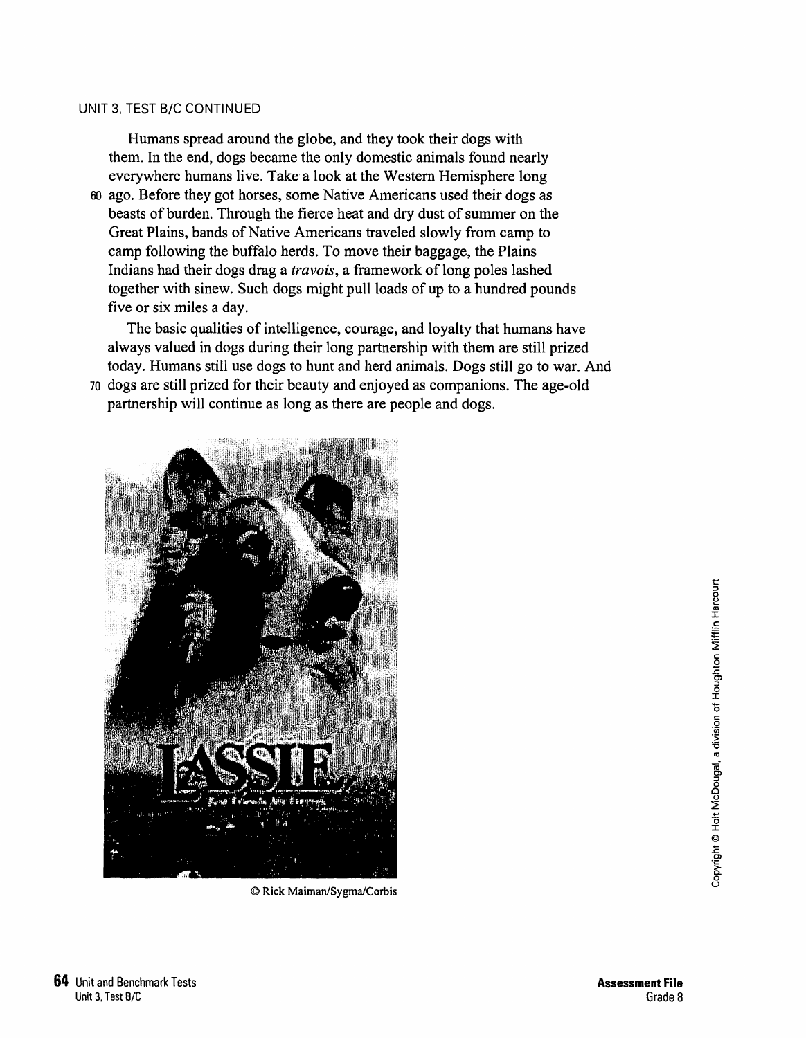UNIT 3, TEST B/C CONTINUED

Humans spread around the globe, and they took their dogs with them. In the end, dogs became the only domestic animals found nearly everywhere humans live. Take a look at the Western Hemisphere long ago. Before they got horses, some Native Americans used their dogs as beasts of burden. Through the fierce heat and dry dust of summer on the Great Plains, bands of Native Americans traveled slowly from camp to camp following the buffalo herds. To move their baggage, the Plains Indians had their dogs drag a *travois*, a framework of long poles lashed together with sinew. Such dogs might pull loads of up to a hundred pounds five or six miles a day.

The basic qualities of intelligence, courage, and loyalty that humans have always valued in dogs during their long partnership with them are still prized today. Humans still use dogs to hunt and herd animals. Dogs still go to war. And dogs are still prized for their beauty and enjoyed as companions. The age-old partnership will continue as long as there are people and dogs.

© Rick Maiman/Sygma/Corbis